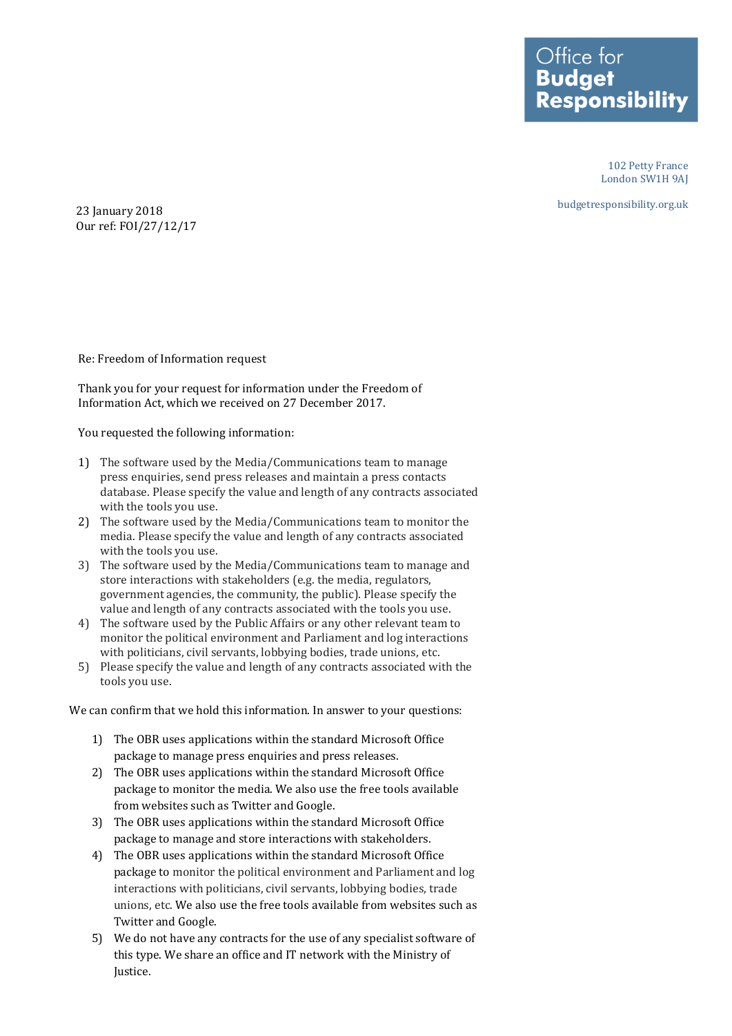Office for
**Budget**
**Responsibility**

102 Petty France
London SW1H 9AJ

budgetresponsibility.org.uk

23 January 2018
Our ref: FOI/27/12/17

Re: Freedom of Information request

Thank you for your request for information under the Freedom of Information Act, which we received on 27 December 2017.

You requested the following information:

1) The software used by the Media/Communications team to manage press enquiries, send press releases and maintain a press contacts database. Please specify the value and length of any contracts associated with the tools you use.
2) The software used by the Media/Communications team to monitor the media. Please specify the value and length of any contracts associated with the tools you use.
3) The software used by the Media/Communications team to manage and store interactions with stakeholders (e.g. the media, regulators, government agencies, the community, the public). Please specify the value and length of any contracts associated with the tools you use.
4) The software used by the Public Affairs or any other relevant team to monitor the political environment and Parliament and log interactions with politicians, civil servants, lobbying bodies, trade unions, etc.
5) Please specify the value and length of any contracts associated with the tools you use.

We can confirm that we hold this information. In answer to your questions:

1) The OBR uses applications within the standard Microsoft Office package to manage press enquiries and press releases.
2) The OBR uses applications within the standard Microsoft Office package to monitor the media. We also use the free tools available from websites such as Twitter and Google.
3) The OBR uses applications within the standard Microsoft Office package to manage and store interactions with stakeholders.
4) The OBR uses applications within the standard Microsoft Office package to monitor the political environment and Parliament and log interactions with politicians, civil servants, lobbying bodies, trade unions, etc. We also use the free tools available from websites such as Twitter and Google.
5) We do not have any contracts for the use of any specialist software of this type. We share an office and IT network with the Ministry of Justice.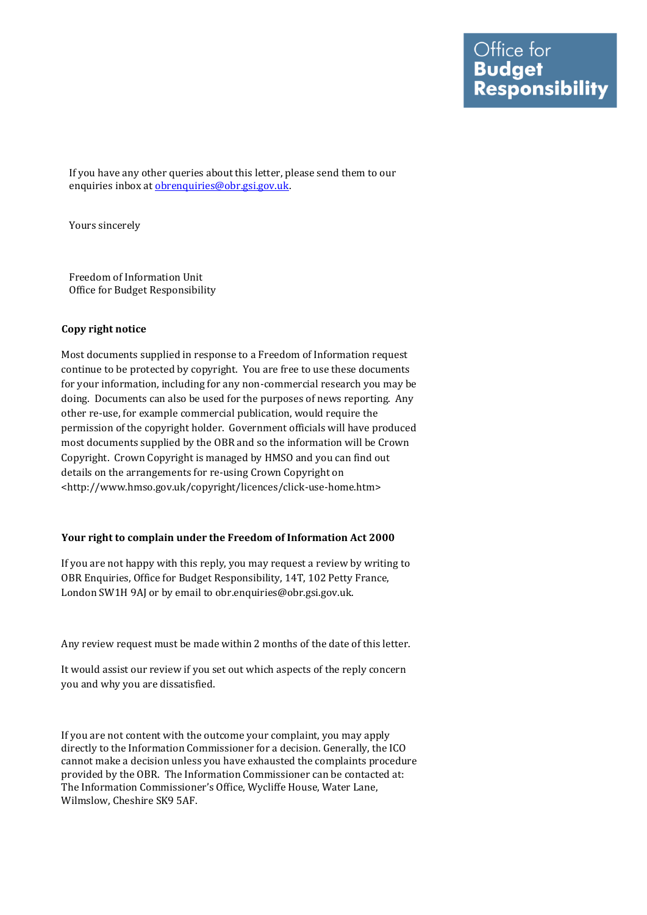If you have any other queries about this letter, please send them to our enquiries inbox at obrenquiries@obr.gsi.gov.uk.

Yours sincerely

Freedom of Information Unit
Office for Budget Responsibility

**Copy right notice**

Most documents supplied in response to a Freedom of Information request continue to be protected by copyright. You are free to use these documents for your information, including for any non-commercial research you may be doing. Documents can also be used for the purposes of news reporting. Any other re-use, for example commercial publication, would require the permission of the copyright holder. Government officials will have produced most documents supplied by the OBR and so the information will be Crown Copyright. Crown Copyright is managed by HMSO and you can find out details on the arrangements for re-using Crown Copyright on <http://www.hmso.gov.uk/copyright/licences/click-use-home.htm>

**Your right to complain under the Freedom of Information Act 2000**

If you are not happy with this reply, you may request a review by writing to OBR Enquiries, Office for Budget Responsibility, 14T, 102 Petty France, London SW1H 9AJ or by email to obr.enquiries@obr.gsi.gov.uk.

Any review request must be made within 2 months of the date of this letter.

It would assist our review if you set out which aspects of the reply concern you and why you are dissatisfied.

If you are not content with the outcome your complaint, you may apply directly to the Information Commissioner for a decision. Generally, the ICO cannot make a decision unless you have exhausted the complaints procedure provided by the OBR. The Information Commissioner can be contacted at: The Information Commissioner's Office, Wycliffe House, Water Lane, Wilmslow, Cheshire SK9 5AF.